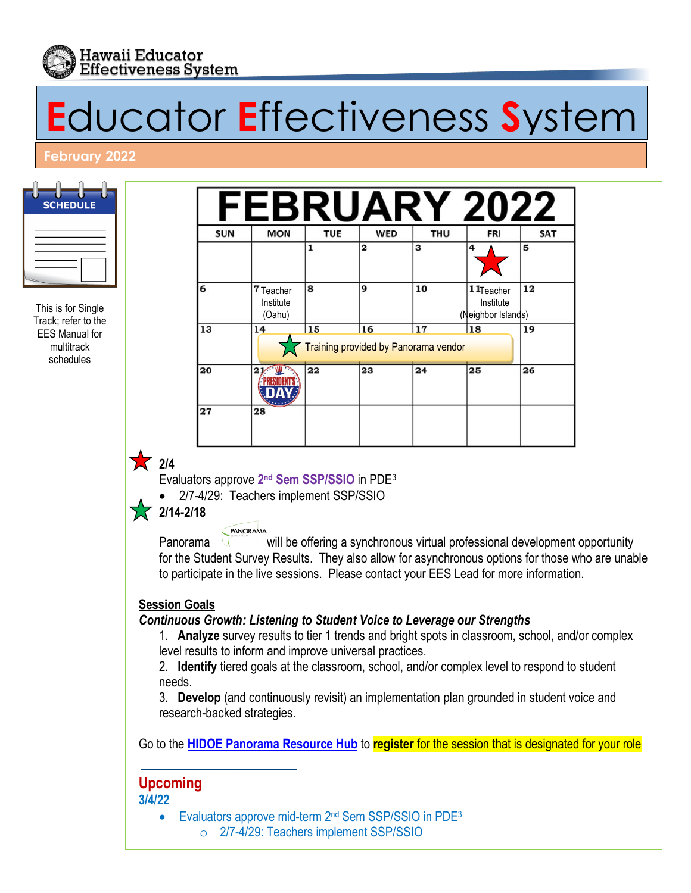Hawaii Educator Effectiveness System

# Educator Effectiveness System

## February 2022

SCHEDULE

This is for Single Track; refer to the EES Manual for multitrack schedules

# FEBRUARY 2022

| SUN | MON | TUE | WED | THU | FRI | SAT |
|---|---|---|---|---|---|---|
| | | 1 | 2 | 3 | 4 ★ | 5 |
| 6 | 7 Teacher Institute (Oahu) | 8 | 9 | 10 | 11 Teacher Institute (Neighbor Islands) | 12 |
| 13 | 14 ★ Training provided by Panorama vendor | 15 | 16 | 17 | 18 | 19 |
| 20 | 21 PRESIDENT'S DAY | 22 | 23 | 24 | 25 | 26 |
| 27 | 28 | | | | | |

**2/4**

Evaluators approve **2nd Sem SSP/SSIO** in PDE3

- 2/7-4/29: Teachers implement SSP/SSIO

**2/14-2/18**

Panorama (PANORAMA) will be offering a synchronous virtual professional development opportunity for the Student Survey Results. They also allow for asynchronous options for those who are unable to participate in the live sessions. Please contact your EES Lead for more information.

**Session Goals**

***Continuous Growth: Listening to Student Voice to Leverage our Strengths***

1. **Analyze** survey results to tier 1 trends and bright spots in classroom, school, and/or complex level results to inform and improve universal practices.
2. **Identify** tiered goals at the classroom, school, and/or complex level to respond to student needs.
3. **Develop** (and continuously revisit) an implementation plan grounded in student voice and research-backed strategies.

Go to the **HIDOE Panorama Resource Hub** to **register** for the session that is designated for your role

## Upcoming

**3/4/22**

- Evaluators approve mid-term 2nd Sem SSP/SSIO in PDE3
  - 2/7-4/29: Teachers implement SSP/SSIO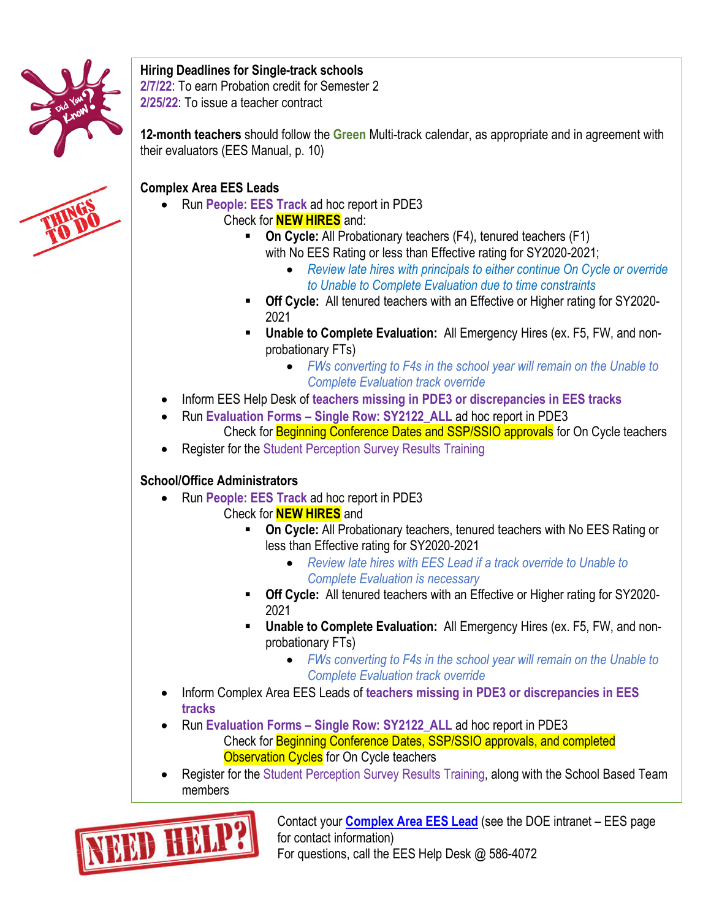**Hiring Deadlines for Single-track schools**
**2/7/22**: To earn Probation credit for Semester 2
**2/25/22**: To issue a teacher contract

**12-month teachers** should follow the **Green** Multi-track calendar, as appropriate and in agreement with their evaluators (EES Manual, p. 10)

**Complex Area EES Leads**

- Run **People: EES Track** ad hoc report in PDE3
  Check for **NEW HIRES** and:
  - **On Cycle:** All Probationary teachers (F4), tenured teachers (F1) with No EES Rating or less than Effective rating for SY2020-2021;
    - *Review late hires with principals to either continue On Cycle or override to Unable to Complete Evaluation due to time constraints*
  - **Off Cycle:** All tenured teachers with an Effective or Higher rating for SY2020-2021
  - **Unable to Complete Evaluation:** All Emergency Hires (ex. F5, FW, and non-probationary FTs)
    - *FWs converting to F4s in the school year will remain on the Unable to Complete Evaluation track override*
- Inform EES Help Desk of **teachers missing in PDE3 or discrepancies in EES tracks**
- Run **Evaluation Forms – Single Row: SY2122_ALL** ad hoc report in PDE3
  Check for Beginning Conference Dates and SSP/SSIO approvals for On Cycle teachers
- Register for the Student Perception Survey Results Training

**School/Office Administrators**

- Run **People: EES Track** ad hoc report in PDE3
  Check for **NEW HIRES** and
  - **On Cycle:** All Probationary teachers, tenured teachers with No EES Rating or less than Effective rating for SY2020-2021
    - *Review late hires with EES Lead if a track override to Unable to Complete Evaluation is necessary*
  - **Off Cycle:** All tenured teachers with an Effective or Higher rating for SY2020-2021
  - **Unable to Complete Evaluation:** All Emergency Hires (ex. F5, FW, and non-probationary FTs)
    - *FWs converting to F4s in the school year will remain on the Unable to Complete Evaluation track override*
- Inform Complex Area EES Leads of **teachers missing in PDE3 or discrepancies in EES tracks**
- Run **Evaluation Forms – Single Row: SY2122_ALL** ad hoc report in PDE3
  Check for Beginning Conference Dates, SSP/SSIO approvals, and completed Observation Cycles for On Cycle teachers
- Register for the Student Perception Survey Results Training, along with the School Based Team members

Contact your **Complex Area EES Lead** (see the DOE intranet – EES page for contact information)
For questions, call the EES Help Desk @ 586-4072